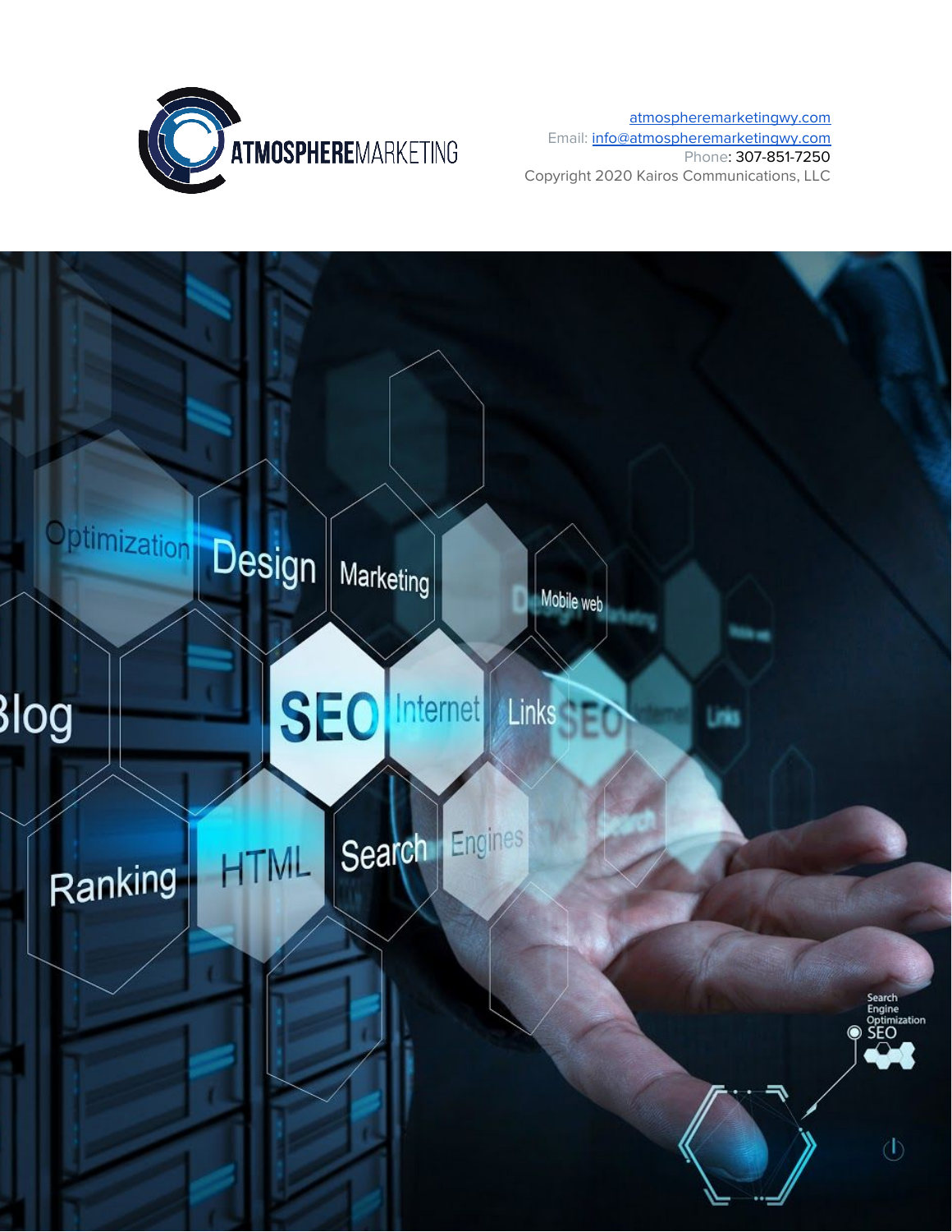ATMOSPHEREMARKETING

atmospheremarketingwy.com
Email: info@atmospheremarketingwy.com
Phone: 307-851-7250
Copyright 2020 Kairos Communications, LLC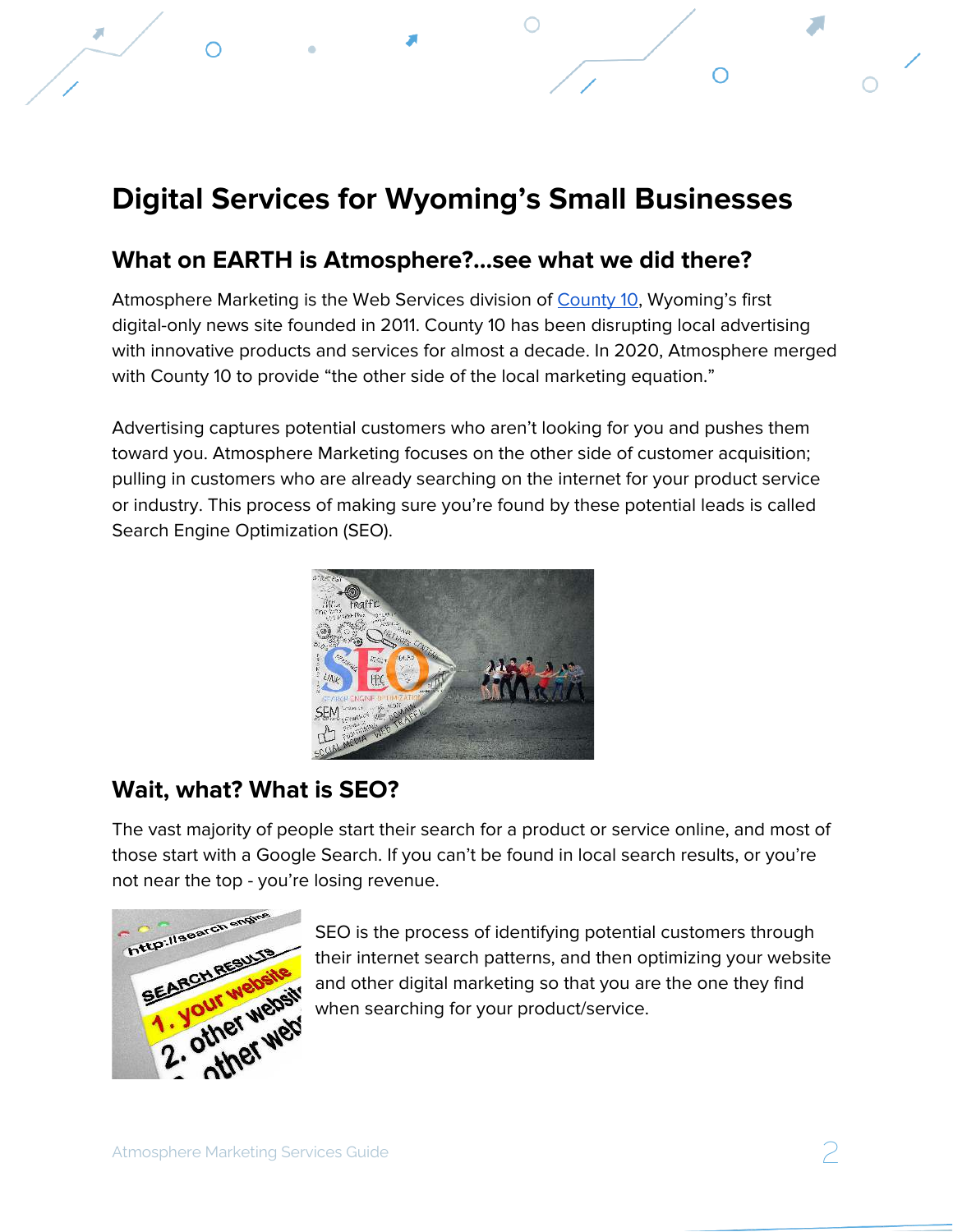# Digital Services for Wyoming's Small Businesses

## What on EARTH is Atmosphere?...see what we did there?

Atmosphere Marketing is the Web Services division of [County 10](), Wyoming's first digital-only news site founded in 2011. County 10 has been disrupting local advertising with innovative products and services for almost a decade. In 2020, Atmosphere merged with County 10 to provide "the other side of the local marketing equation."

Advertising captures potential customers who aren't looking for you and pushes them toward you. Atmosphere Marketing focuses on the other side of customer acquisition; pulling in customers who are already searching on the internet for your product service or industry. This process of making sure you're found by these potential leads is called Search Engine Optimization (SEO).

## Wait, what? What is SEO?

The vast majority of people start their search for a product or service online, and most of those start with a Google Search. If you can't be found in local search results, or you're not near the top - you're losing revenue.

SEO is the process of identifying potential customers through their internet search patterns, and then optimizing your website and other digital marketing so that you are the one they find when searching for your product/service.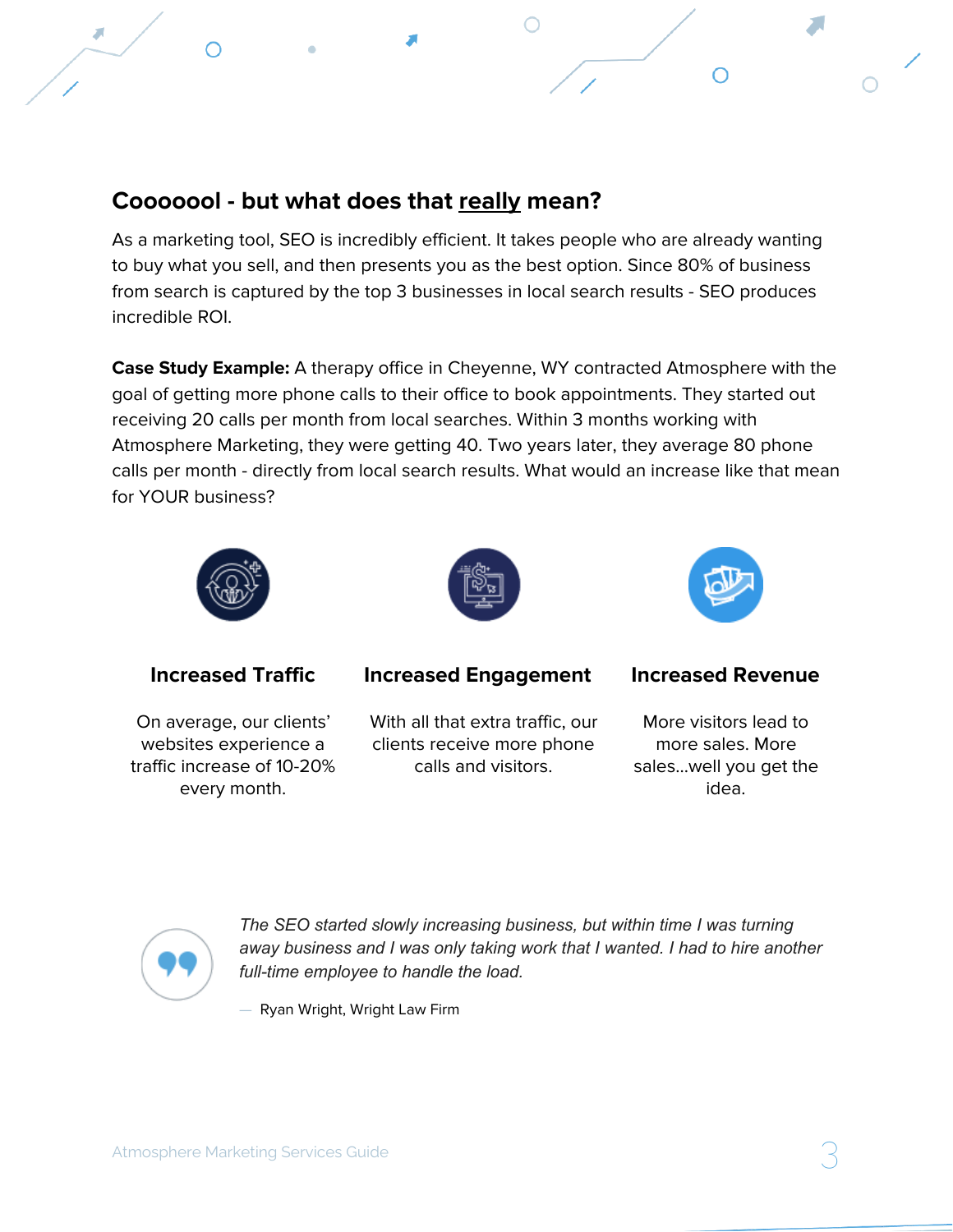## Coooooool - but what does that really mean?

As a marketing tool, SEO is incredibly efficient. It takes people who are already wanting to buy what you sell, and then presents you as the best option. Since 80% of business from search is captured by the top 3 businesses in local search results - SEO produces incredible ROI.

**Case Study Example:** A therapy office in Cheyenne, WY contracted Atmosphere with the goal of getting more phone calls to their office to book appointments. They started out receiving 20 calls per month from local searches. Within 3 months working with Atmosphere Marketing, they were getting 40. Two years later, they average 80 phone calls per month - directly from local search results. What would an increase like that mean for YOUR business?

### Increased Traffic

On average, our clients' websites experience a traffic increase of 10-20% every month.

### Increased Engagement

With all that extra traffic, our clients receive more phone calls and visitors.

### Increased Revenue

More visitors lead to more sales. More sales...well you get the idea.

> *The SEO started slowly increasing business, but within time I was turning away business and I was only taking work that I wanted. I had to hire another full-time employee to handle the load.*
>
> — Ryan Wright, Wright Law Firm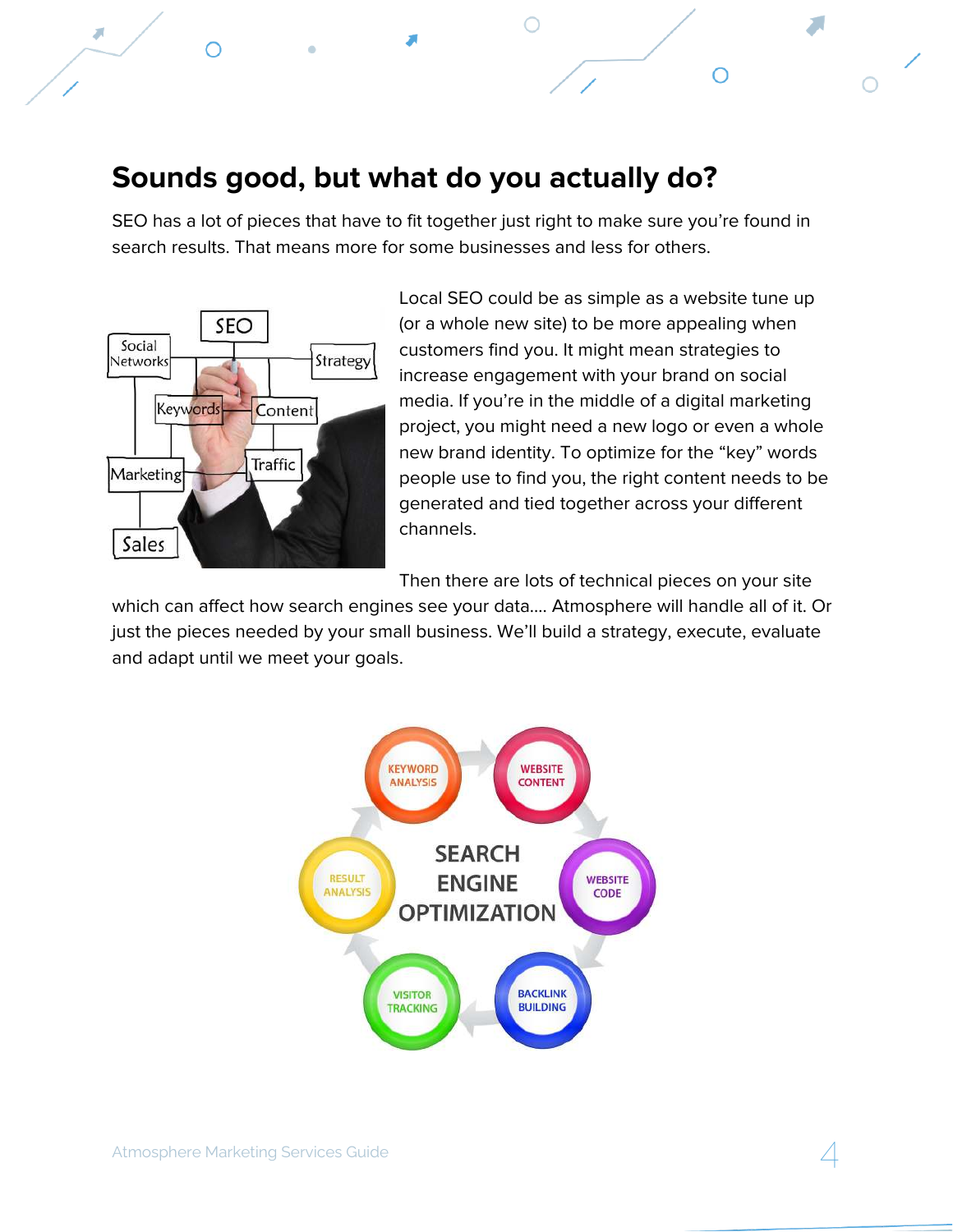## Sounds good, but what do you actually do?

SEO has a lot of pieces that have to fit together just right to make sure you're found in search results. That means more for some businesses and less for others.

Local SEO could be as simple as a website tune up (or a whole new site) to be more appealing when customers find you. It might mean strategies to increase engagement with your brand on social media. If you're in the middle of a digital marketing project, you might need a new logo or even a whole new brand identity. To optimize for the "key" words people use to find you, the right content needs to be generated and tied together across your different channels.

Then there are lots of technical pieces on your site which can affect how search engines see your data.... Atmosphere will handle all of it. Or just the pieces needed by your small business. We'll build a strategy, execute, evaluate and adapt until we meet your goals.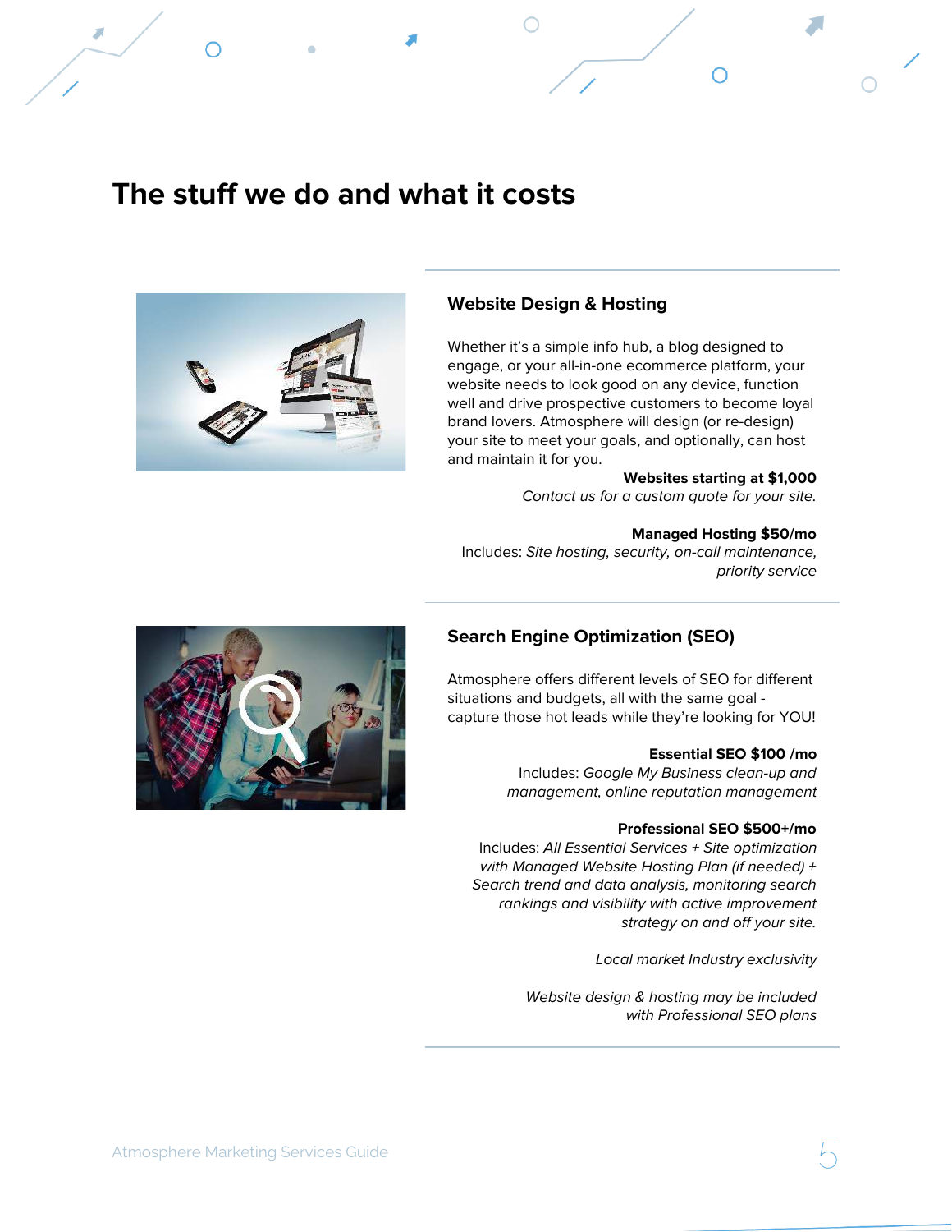# The stuff we do and what it costs

## Website Design & Hosting

Whether it's a simple info hub, a blog designed to engage, or your all-in-one ecommerce platform, your website needs to look good on any device, function well and drive prospective customers to become loyal brand lovers. Atmosphere will design (or re-design) your site to meet your goals, and optionally, can host and maintain it for you.

**Websites starting at $1,000**
*Contact us for a custom quote for your site.*

**Managed Hosting $50/mo**
Includes: *Site hosting, security, on-call maintenance, priority service*

## Search Engine Optimization (SEO)

Atmosphere offers different levels of SEO for different situations and budgets, all with the same goal - capture those hot leads while they're looking for YOU!

**Essential SEO $100 /mo**
Includes: *Google My Business clean-up and management, online reputation management*

**Professional SEO $500+/mo**
Includes: *All Essential Services + Site optimization with Managed Website Hosting Plan (if needed) + Search trend and data analysis, monitoring search rankings and visibility with active improvement strategy on and off your site.*

*Local market Industry exclusivity*

*Website design & hosting may be included with Professional SEO plans*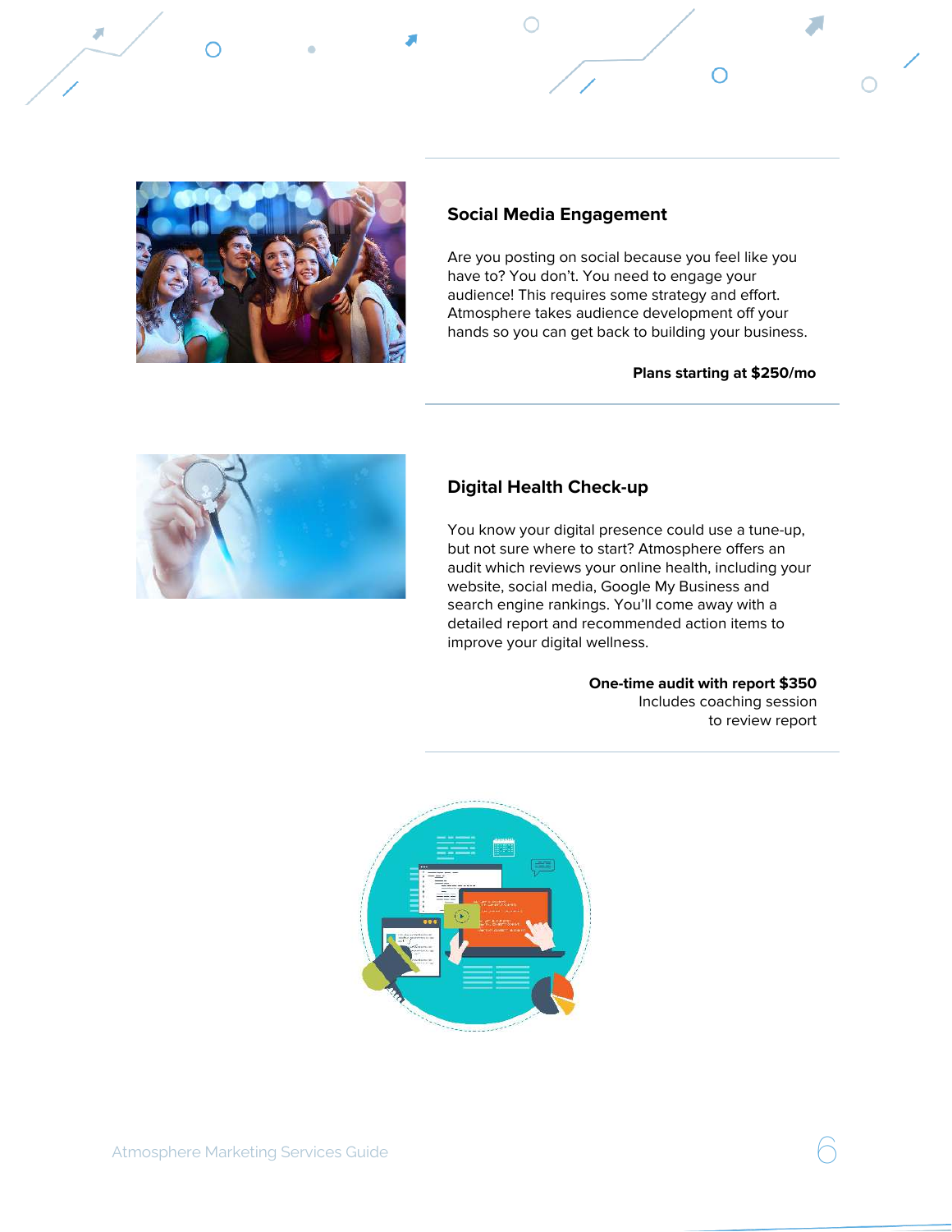## Social Media Engagement

Are you posting on social because you feel like you have to? You don't. You need to engage your audience! This requires some strategy and effort. Atmosphere takes audience development off your hands so you can get back to building your business.

**Plans starting at $250/mo**

## Digital Health Check-up

You know your digital presence could use a tune-up, but not sure where to start? Atmosphere offers an audit which reviews your online health, including your website, social media, Google My Business and search engine rankings. You'll come away with a detailed report and recommended action items to improve your digital wellness.

**One-time audit with report $350**
Includes coaching session to review report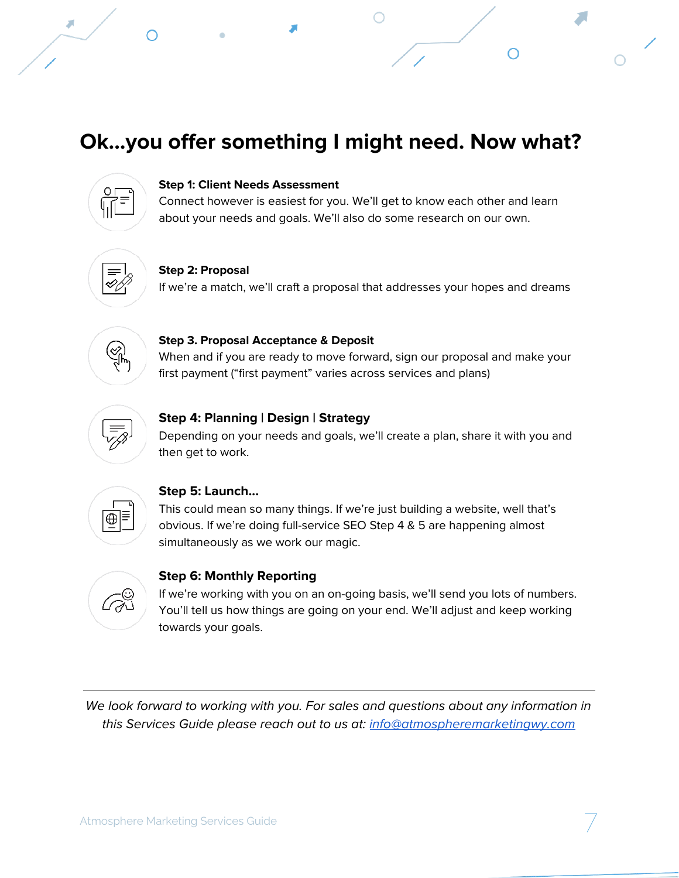# Ok...you offer something I might need. Now what?

**Step 1: Client Needs Assessment**
Connect however is easiest for you. We'll get to know each other and learn about your needs and goals. We'll also do some research on our own.

**Step 2: Proposal**
If we're a match, we'll craft a proposal that addresses your hopes and dreams

**Step 3. Proposal Acceptance & Deposit**
When and if you are ready to move forward, sign our proposal and make your first payment ("first payment" varies across services and plans)

**Step 4: Planning | Design | Strategy**
Depending on your needs and goals, we'll create a plan, share it with you and then get to work.

**Step 5: Launch...**
This could mean so many things. If we're just building a website, well that's obvious. If we're doing full-service SEO Step 4 & 5 are happening almost simultaneously as we work our magic.

**Step 6: Monthly Reporting**
If we're working with you on an on-going basis, we'll send you lots of numbers. You'll tell us how things are going on your end. We'll adjust and keep working towards your goals.

---

*We look forward to working with you. For sales and questions about any information in this Services Guide please reach out to us at: [info@atmospheremarketingwy.com](mailto:info@atmospheremarketingwy.com)*